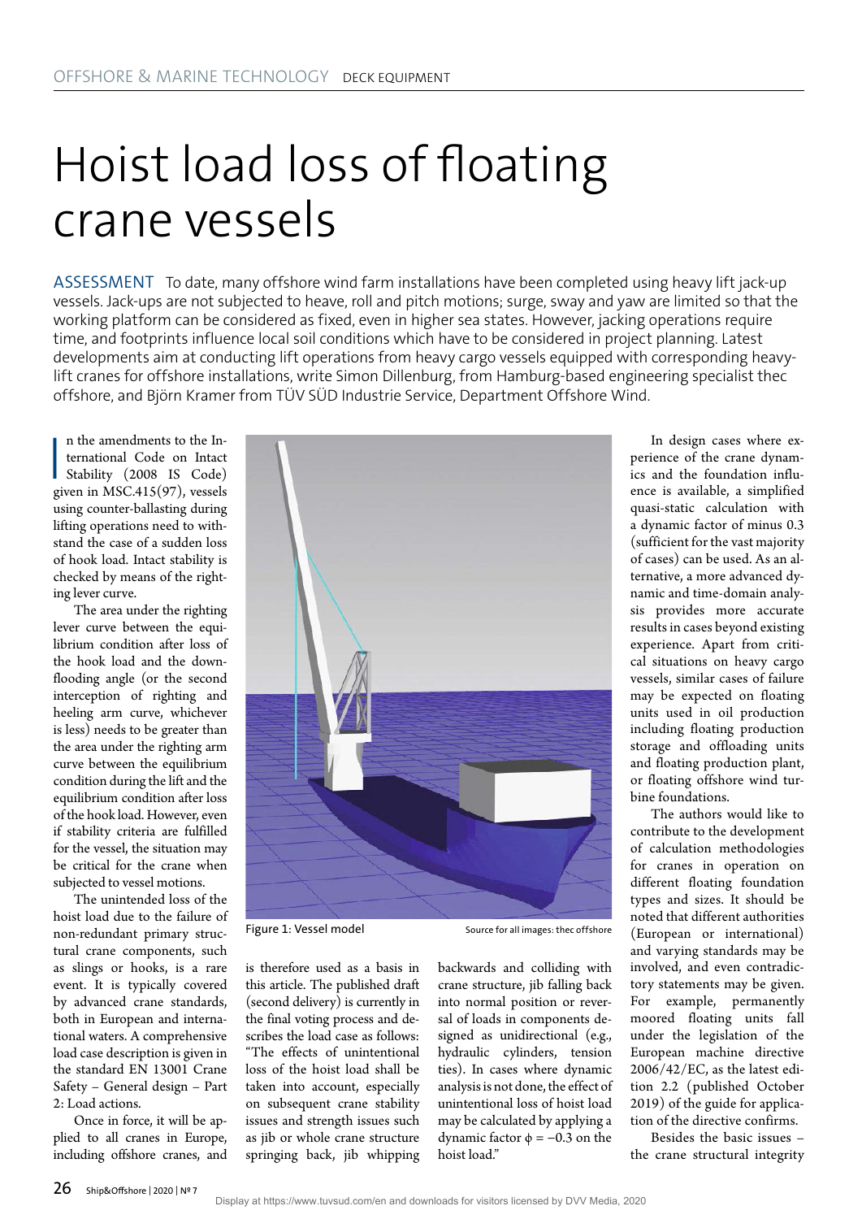# Hoist load loss of floating crane vessels

ASSESSMENT To date, many offshore wind farm installations have been completed using heavy lift jack-up vessels. Jack-ups are not subjected to heave, roll and pitch motions; surge, sway and yaw are limited so that the working platform can be considered as fixed, even in higher sea states. However, jacking operations require time, and footprints influence local soil conditions which have to be considered in project planning. Latest developments aim at conducting lift operations from heavy cargo vessels equipped with corresponding heavy-lift cranes for offshore installations, write Simon Dillenburg, from Hamburg-based engineering specialist thec offshore, and Björn Kramer from TÜV SÜD Industrie Service, Department Offshore Wind.

In the amendments to the International Code on Intact Stability (2008 IS Code) given in MSC.415(97), vessels using counter-ballasting during lifting operations need to withstand the case of a sudden loss of hook load. Intact stability is checked by means of the righting lever curve.

The area under the righting lever curve between the equilibrium condition after loss of the hook load and the downflooding angle (or the second interception of righting and heeling arm curve, whichever is less) needs to be greater than the area under the righting arm curve between the equilibrium condition during the lift and the equilibrium condition after loss of the hook load. However, even if stability criteria are fulfilled for the vessel, the situation may be critical for the crane when subjected to vessel motions.

The unintended loss of the hoist load due to the failure of non-redundant primary structural crane components, such as slings or hooks, is a rare event. It is typically covered by advanced crane standards, both in European and international waters. A comprehensive load case description is given in the standard EN 13001 Crane Safety – General design – Part 2: Load actions.

Once in force, it will be applied to all cranes in Europe, including offshore cranes, and is therefore used as a basis in this article. The published draft (second delivery) is currently in the final voting process and describes the load case as follows: "The effects of unintentional loss of the hoist load shall be taken into account, especially on subsequent crane stability issues and strength issues such as jib or whole crane structure springing back, jib whipping backwards and colliding with crane structure, jib falling back into normal position or reversal of loads in components designed as unidirectional (e.g., hydraulic cylinders, tension ties). In cases where dynamic analysis is not done, the effect of unintentional loss of hoist load may be calculated by applying a dynamic factor $\phi = -0.3$ on the hoist load."

Figure 1: Vessel model — Source for all images: thec offshore

In design cases where experience of the crane dynamics and the foundation influence is available, a simplified quasi-static calculation with a dynamic factor of minus 0.3 (sufficient for the vast majority of cases) can be used. As an alternative, a more advanced dynamic and time-domain analysis provides more accurate results in cases beyond existing experience. Apart from critical situations on heavy cargo vessels, similar cases of failure may be expected on floating units used in oil production including floating production storage and offloading units and floating production plant, or floating offshore wind turbine foundations.

The authors would like to contribute to the development of calculation methodologies for cranes in operation on different floating foundation types and sizes. It should be noted that different authorities (European or international) and varying standards may be involved, and even contradictory statements may be given. For example, permanently moored floating units fall under the legislation of the European machine directive 2006/42/EC, as the latest edition 2.2 (published October 2019) of the guide for application of the directive confirms.

Besides the basic issues – the crane structural integrity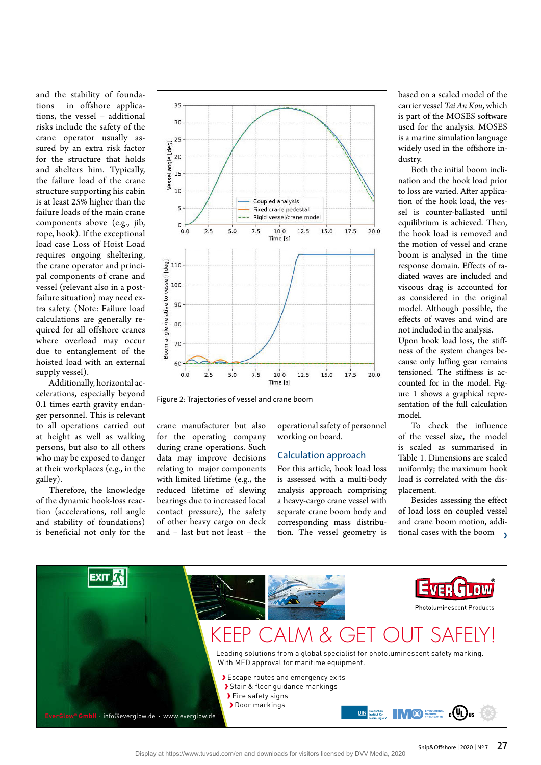and the stability of foundations in offshore applications, the vessel – additional risks include the safety of the crane operator usually assured by an extra risk factor for the structure that holds and shelters him. Typically, the failure load of the crane structure supporting his cabin is at least 25% higher than the failure loads of the main crane components above (e.g., jib, rope, hook). If the exceptional load case Loss of Hoist Load requires ongoing sheltering, the crane operator and principal components of crane and vessel (relevant also in a post-failure situation) may need extra safety. (Note: Failure load calculations are generally required for all offshore cranes where overload may occur due to entanglement of the hoisted load with an external supply vessel).

Additionally, horizontal accelerations, especially beyond 0.1 times earth gravity endanger personnel. This is relevant to all operations carried out at height as well as walking persons, but also to all others who may be exposed to danger at their workplaces (e.g., in the galley).

Therefore, the knowledge of the dynamic hook-loss reaction (accelerations, roll angle and stability of foundations) is beneficial not only for the crane manufacturer but also for the operating company during crane operations. Such data may improve decisions relating to major components with limited lifetime (e.g., the reduced lifetime of slewing bearings due to increased local contact pressure), the safety of other heavy cargo on deck and – last but not least – the operational safety of personnel working on board.

Figure 2: Trajectories of vessel and crane boom

## Calculation approach

For this article, hook load loss is assessed with a multi-body analysis approach comprising a heavy-cargo crane vessel with separate crane boom body and corresponding mass distribution. The vessel geometry is based on a scaled model of the carrier vessel *Tai An Kou*, which is part of the MOSES software used for the analysis. MOSES is a marine simulation language widely used in the offshore industry.

Both the initial boom inclination and the hook load prior to loss are varied. After application of the hook load, the vessel is counter-ballasted until equilibrium is achieved. Then, the hook load is removed and the motion of vessel and crane boom is analysed in the time response domain. Effects of radiated waves are included and viscous drag is accounted for as considered in the original model. Although possible, the effects of waves and wind are not included in the analysis. Upon hook load loss, the stiffness of the system changes because only luffing gear remains tensioned. The stiffness is accounted for in the model. Figure 1 shows a graphical representation of the full calculation model.

To check the influence of the vessel size, the model is scaled as summarised in Table 1. Dimensions are scaled uniformly; the maximum hook load is correlated with the displacement.

Besides assessing the effect of load loss on coupled vessel and crane boom motion, additional cases with the boom ›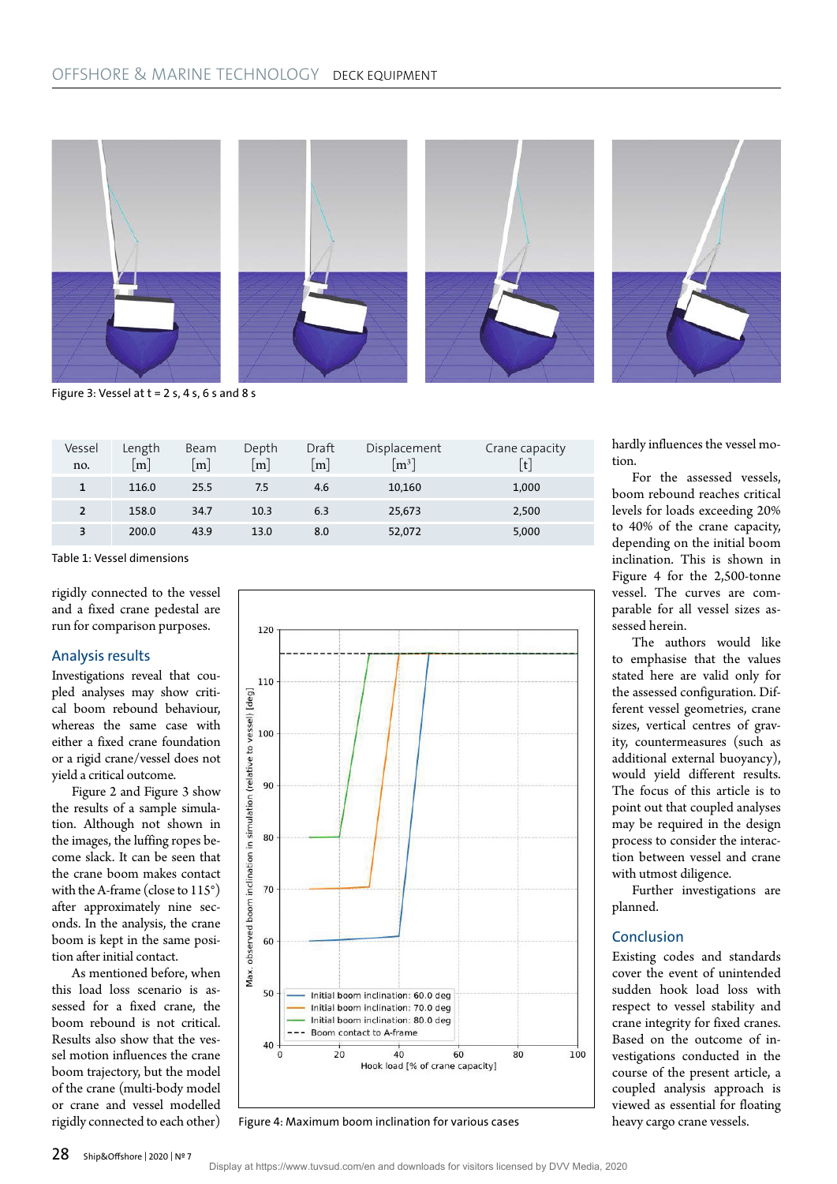Figure 3: Vessel at t = 2 s, 4 s, 6 s and 8 s

| Vessel no. | Length [m] | Beam [m] | Depth [m] | Draft [m] | Displacement [m³] | Crane capacity [t] |
|---|---|---|---|---|---|---|
| 1 | 116.0 | 25.5 | 7.5 | 4.6 | 10,160 | 1,000 |
| 2 | 158.0 | 34.7 | 10.3 | 6.3 | 25,673 | 2,500 |
| 3 | 200.0 | 43.9 | 13.0 | 8.0 | 52,072 | 5,000 |

Table 1: Vessel dimensions

rigidly connected to the vessel and a fixed crane pedestal are run for comparison purposes.

## Analysis results

Investigations reveal that coupled analyses may show critical boom rebound behaviour, whereas the same case with either a fixed crane foundation or a rigid crane/vessel does not yield a critical outcome.

Figure 2 and Figure 3 show the results of a sample simulation. Although not shown in the images, the luffing ropes become slack. It can be seen that the crane boom makes contact with the A-frame (close to 115°) after approximately nine seconds. In the analysis, the crane boom is kept in the same position after initial contact.

As mentioned before, when this load loss scenario is assessed for a fixed crane, the boom rebound is not critical. Results also show that the vessel motion influences the crane boom trajectory, but the model of the crane (multi-body model or crane and vessel modelled rigidly connected to each other) hardly influences the vessel motion.

For the assessed vessels, boom rebound reaches critical levels for loads exceeding 20% to 40% of the crane capacity, depending on the initial boom inclination. This is shown in Figure 4 for the 2,500-tonne vessel. The curves are comparable for all vessel sizes assessed herein.

The authors would like to emphasise that the values stated here are valid only for the assessed configuration. Different vessel geometries, crane sizes, vertical centres of gravity, countermeasures (such as additional external buoyancy), would yield different results. The focus of this article is to point out that coupled analyses may be required in the design process to consider the interaction between vessel and crane with utmost diligence.

Further investigations are planned.

Max. observed boom inclination in simulation (relative to vessel) [deg]
120
110
100
90
80
70
60
50
40
0
20
40
60
80
100
Hook load [% of crane capacity]
Initial boom inclination: 60.0 deg
Initial boom inclination: 70.0 deg
Initial boom inclination: 80.0 deg
Boom contact to A-frame

Figure 4: Maximum boom inclination for various cases

## Conclusion

Existing codes and standards cover the event of unintended sudden hook load loss with respect to vessel stability and crane integrity for fixed cranes. Based on the outcome of investigations conducted in the course of the present article, a coupled analysis approach is viewed as essential for floating heavy cargo crane vessels.